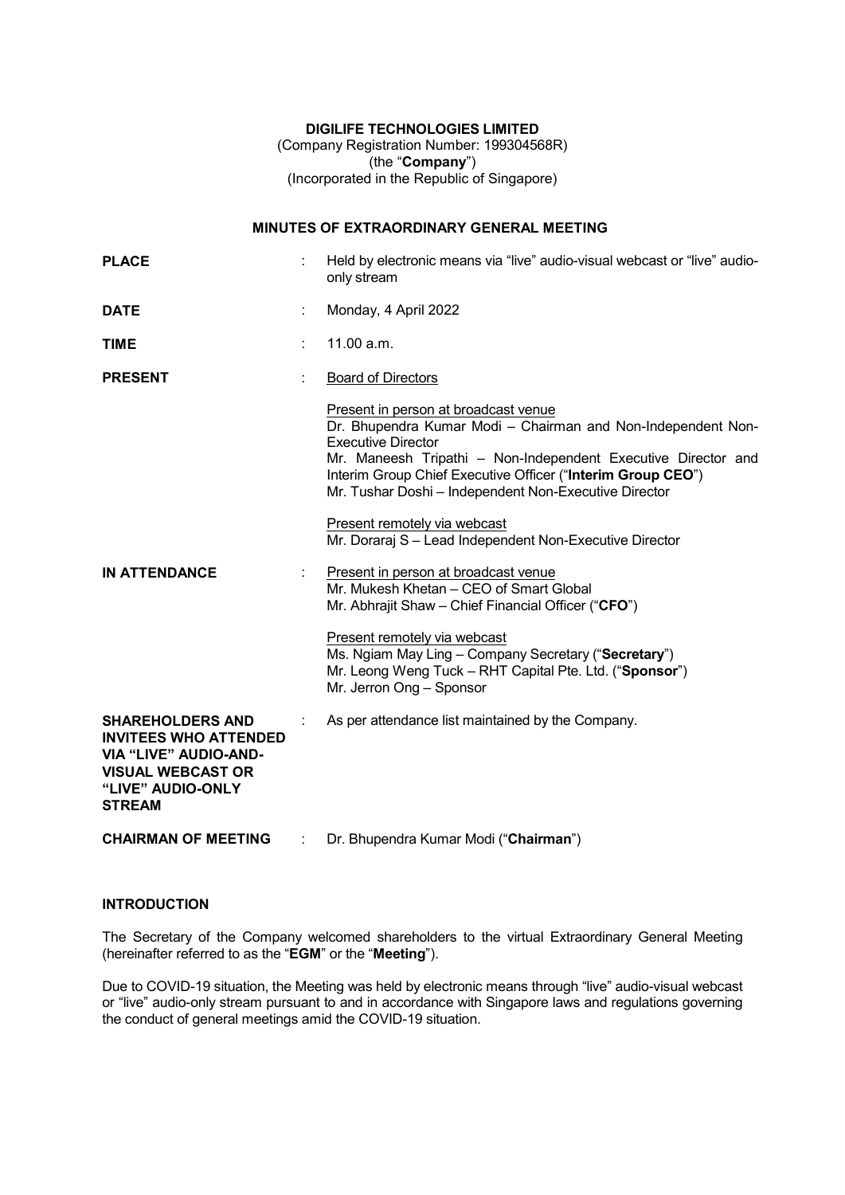**DIGILIFE TECHNOLOGIES LIMITED**
(Company Registration Number: 199304568R)
(the "**Company**")
(Incorporated in the Republic of Singapore)

## MINUTES OF EXTRAORDINARY GENERAL MEETING

| | | |
|---|---|---|
| **PLACE** | : | Held by electronic means via "live" audio-visual webcast or "live" audio-only stream |
| **DATE** | : | Monday, 4 April 2022 |
| **TIME** | : | 11.00 a.m. |
| **PRESENT** | : | Board of Directors<br><br>Present in person at broadcast venue<br>Dr. Bhupendra Kumar Modi – Chairman and Non-Independent Non-Executive Director<br>Mr. Maneesh Tripathi – Non-Independent Executive Director and Interim Group Chief Executive Officer ("**Interim Group CEO**")<br>Mr. Tushar Doshi – Independent Non-Executive Director<br><br>Present remotely via webcast<br>Mr. Doraraj S – Lead Independent Non-Executive Director |
| **IN ATTENDANCE** | : | Present in person at broadcast venue<br>Mr. Mukesh Khetan – CEO of Smart Global<br>Mr. Abhrajit Shaw – Chief Financial Officer ("**CFO**")<br><br>Present remotely via webcast<br>Ms. Ngiam May Ling – Company Secretary ("**Secretary**")<br>Mr. Leong Weng Tuck – RHT Capital Pte. Ltd. ("**Sponsor**")<br>Mr. Jerron Ong – Sponsor |
| **SHAREHOLDERS AND INVITEES WHO ATTENDED VIA "LIVE" AUDIO-AND-VISUAL WEBCAST OR "LIVE" AUDIO-ONLY STREAM** | : | As per attendance list maintained by the Company. |
| **CHAIRMAN OF MEETING** | : | Dr. Bhupendra Kumar Modi ("**Chairman**") |

### INTRODUCTION

The Secretary of the Company welcomed shareholders to the virtual Extraordinary General Meeting (hereinafter referred to as the "**EGM**" or the "**Meeting**").

Due to COVID-19 situation, the Meeting was held by electronic means through "live" audio-visual webcast or "live" audio-only stream pursuant to and in accordance with Singapore laws and regulations governing the conduct of general meetings amid the COVID-19 situation.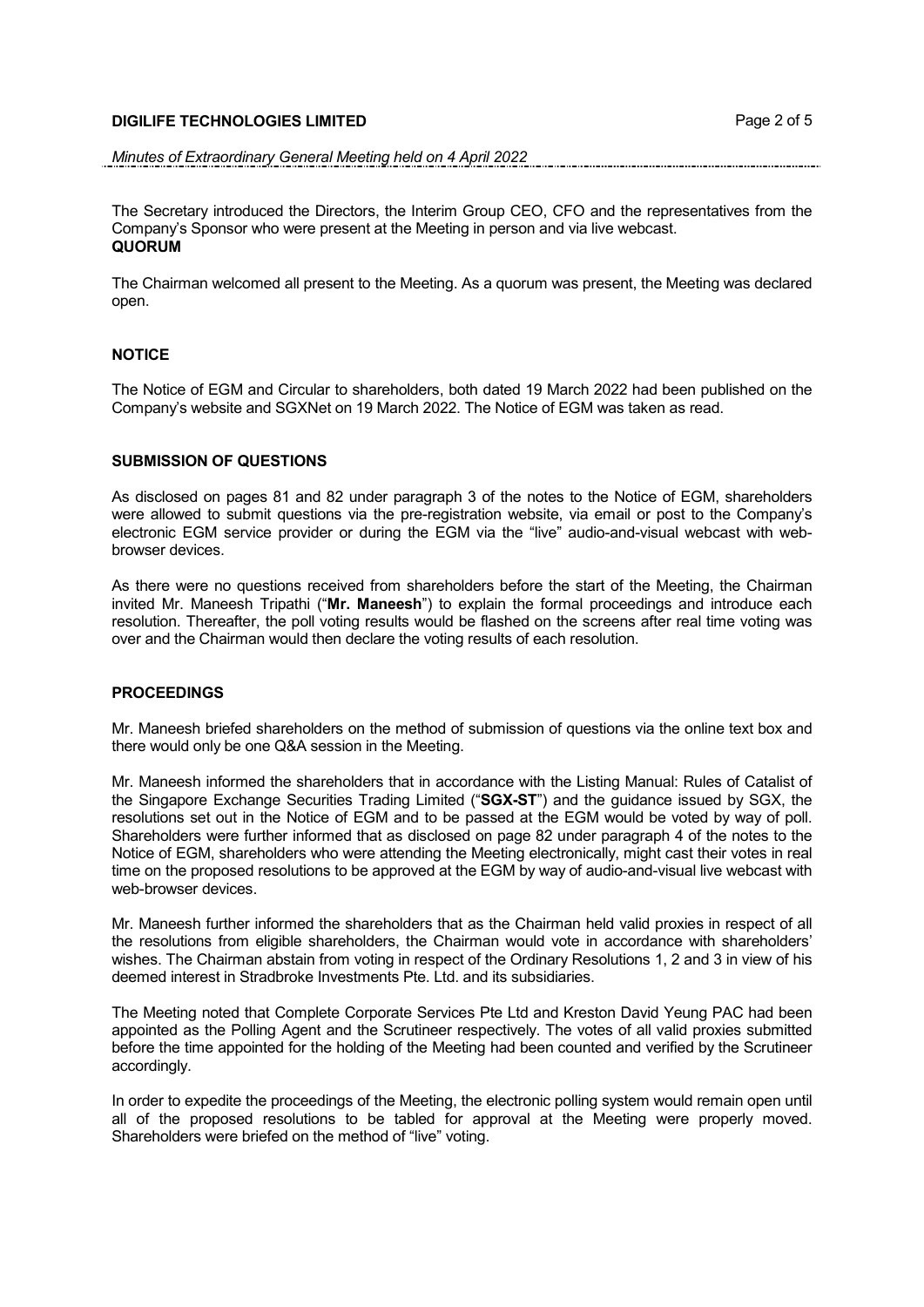The Secretary introduced the Directors, the Interim Group CEO, CFO and the representatives from the Company's Sponsor who were present at the Meeting in person and via live webcast.

**QUORUM**

The Chairman welcomed all present to the Meeting. As a quorum was present, the Meeting was declared open.

**NOTICE**

The Notice of EGM and Circular to shareholders, both dated 19 March 2022 had been published on the Company's website and SGXNet on 19 March 2022. The Notice of EGM was taken as read.

**SUBMISSION OF QUESTIONS**

As disclosed on pages 81 and 82 under paragraph 3 of the notes to the Notice of EGM, shareholders were allowed to submit questions via the pre-registration website, via email or post to the Company's electronic EGM service provider or during the EGM via the "live" audio-and-visual webcast with web-browser devices.

As there were no questions received from shareholders before the start of the Meeting, the Chairman invited Mr. Maneesh Tripathi ("**Mr. Maneesh**") to explain the formal proceedings and introduce each resolution. Thereafter, the poll voting results would be flashed on the screens after real time voting was over and the Chairman would then declare the voting results of each resolution.

**PROCEEDINGS**

Mr. Maneesh briefed shareholders on the method of submission of questions via the online text box and there would only be one Q&A session in the Meeting.

Mr. Maneesh informed the shareholders that in accordance with the Listing Manual: Rules of Catalist of the Singapore Exchange Securities Trading Limited ("**SGX-ST**") and the guidance issued by SGX, the resolutions set out in the Notice of EGM and to be passed at the EGM would be voted by way of poll. Shareholders were further informed that as disclosed on page 82 under paragraph 4 of the notes to the Notice of EGM, shareholders who were attending the Meeting electronically, might cast their votes in real time on the proposed resolutions to be approved at the EGM by way of audio-and-visual live webcast with web-browser devices.

Mr. Maneesh further informed the shareholders that as the Chairman held valid proxies in respect of all the resolutions from eligible shareholders, the Chairman would vote in accordance with shareholders' wishes. The Chairman abstain from voting in respect of the Ordinary Resolutions 1, 2 and 3 in view of his deemed interest in Stradbroke Investments Pte. Ltd. and its subsidiaries.

The Meeting noted that Complete Corporate Services Pte Ltd and Kreston David Yeung PAC had been appointed as the Polling Agent and the Scrutineer respectively. The votes of all valid proxies submitted before the time appointed for the holding of the Meeting had been counted and verified by the Scrutineer accordingly.

In order to expedite the proceedings of the Meeting, the electronic polling system would remain open until all of the proposed resolutions to be tabled for approval at the Meeting were properly moved. Shareholders were briefed on the method of "live" voting.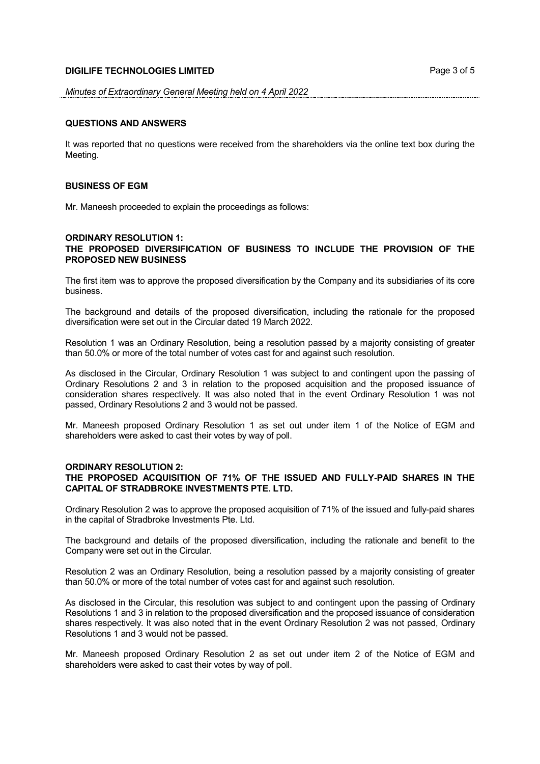## QUESTIONS AND ANSWERS

It was reported that no questions were received from the shareholders via the online text box during the Meeting.

## BUSINESS OF EGM

Mr. Maneesh proceeded to explain the proceedings as follows:

### ORDINARY RESOLUTION 1:
### THE PROPOSED DIVERSIFICATION OF BUSINESS TO INCLUDE THE PROVISION OF THE PROPOSED NEW BUSINESS

The first item was to approve the proposed diversification by the Company and its subsidiaries of its core business.

The background and details of the proposed diversification, including the rationale for the proposed diversification were set out in the Circular dated 19 March 2022.

Resolution 1 was an Ordinary Resolution, being a resolution passed by a majority consisting of greater than 50.0% or more of the total number of votes cast for and against such resolution.

As disclosed in the Circular, Ordinary Resolution 1 was subject to and contingent upon the passing of Ordinary Resolutions 2 and 3 in relation to the proposed acquisition and the proposed issuance of consideration shares respectively. It was also noted that in the event Ordinary Resolution 1 was not passed, Ordinary Resolutions 2 and 3 would not be passed.

Mr. Maneesh proposed Ordinary Resolution 1 as set out under item 1 of the Notice of EGM and shareholders were asked to cast their votes by way of poll.

### ORDINARY RESOLUTION 2:
### THE PROPOSED ACQUISITION OF 71% OF THE ISSUED AND FULLY-PAID SHARES IN THE CAPITAL OF STRADBROKE INVESTMENTS PTE. LTD.

Ordinary Resolution 2 was to approve the proposed acquisition of 71% of the issued and fully-paid shares in the capital of Stradbroke Investments Pte. Ltd.

The background and details of the proposed diversification, including the rationale and benefit to the Company were set out in the Circular.

Resolution 2 was an Ordinary Resolution, being a resolution passed by a majority consisting of greater than 50.0% or more of the total number of votes cast for and against such resolution.

As disclosed in the Circular, this resolution was subject to and contingent upon the passing of Ordinary Resolutions 1 and 3 in relation to the proposed diversification and the proposed issuance of consideration shares respectively. It was also noted that in the event Ordinary Resolution 2 was not passed, Ordinary Resolutions 1 and 3 would not be passed.

Mr. Maneesh proposed Ordinary Resolution 2 as set out under item 2 of the Notice of EGM and shareholders were asked to cast their votes by way of poll.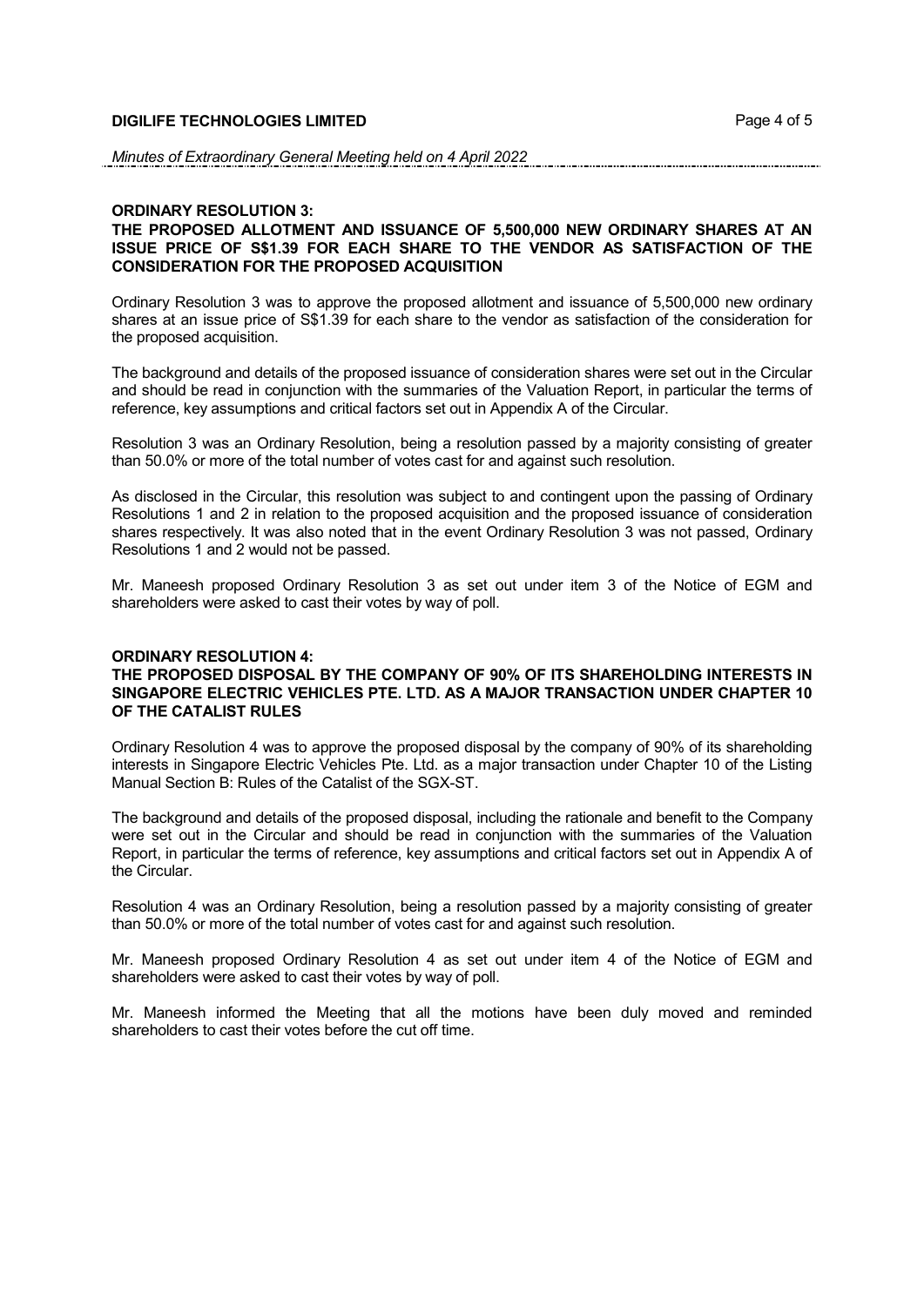**ORDINARY RESOLUTION 3:**
**THE PROPOSED ALLOTMENT AND ISSUANCE OF 5,500,000 NEW ORDINARY SHARES AT AN ISSUE PRICE OF S$1.39 FOR EACH SHARE TO THE VENDOR AS SATISFACTION OF THE CONSIDERATION FOR THE PROPOSED ACQUISITION**

Ordinary Resolution 3 was to approve the proposed allotment and issuance of 5,500,000 new ordinary shares at an issue price of S$1.39 for each share to the vendor as satisfaction of the consideration for the proposed acquisition.

The background and details of the proposed issuance of consideration shares were set out in the Circular and should be read in conjunction with the summaries of the Valuation Report, in particular the terms of reference, key assumptions and critical factors set out in Appendix A of the Circular.

Resolution 3 was an Ordinary Resolution, being a resolution passed by a majority consisting of greater than 50.0% or more of the total number of votes cast for and against such resolution.

As disclosed in the Circular, this resolution was subject to and contingent upon the passing of Ordinary Resolutions 1 and 2 in relation to the proposed acquisition and the proposed issuance of consideration shares respectively. It was also noted that in the event Ordinary Resolution 3 was not passed, Ordinary Resolutions 1 and 2 would not be passed.

Mr. Maneesh proposed Ordinary Resolution 3 as set out under item 3 of the Notice of EGM and shareholders were asked to cast their votes by way of poll.

**ORDINARY RESOLUTION 4:**
**THE PROPOSED DISPOSAL BY THE COMPANY OF 90% OF ITS SHAREHOLDING INTERESTS IN SINGAPORE ELECTRIC VEHICLES PTE. LTD. AS A MAJOR TRANSACTION UNDER CHAPTER 10 OF THE CATALIST RULES**

Ordinary Resolution 4 was to approve the proposed disposal by the company of 90% of its shareholding interests in Singapore Electric Vehicles Pte. Ltd. as a major transaction under Chapter 10 of the Listing Manual Section B: Rules of the Catalist of the SGX-ST.

The background and details of the proposed disposal, including the rationale and benefit to the Company were set out in the Circular and should be read in conjunction with the summaries of the Valuation Report, in particular the terms of reference, key assumptions and critical factors set out in Appendix A of the Circular.

Resolution 4 was an Ordinary Resolution, being a resolution passed by a majority consisting of greater than 50.0% or more of the total number of votes cast for and against such resolution.

Mr. Maneesh proposed Ordinary Resolution 4 as set out under item 4 of the Notice of EGM and shareholders were asked to cast their votes by way of poll.

Mr. Maneesh informed the Meeting that all the motions have been duly moved and reminded shareholders to cast their votes before the cut off time.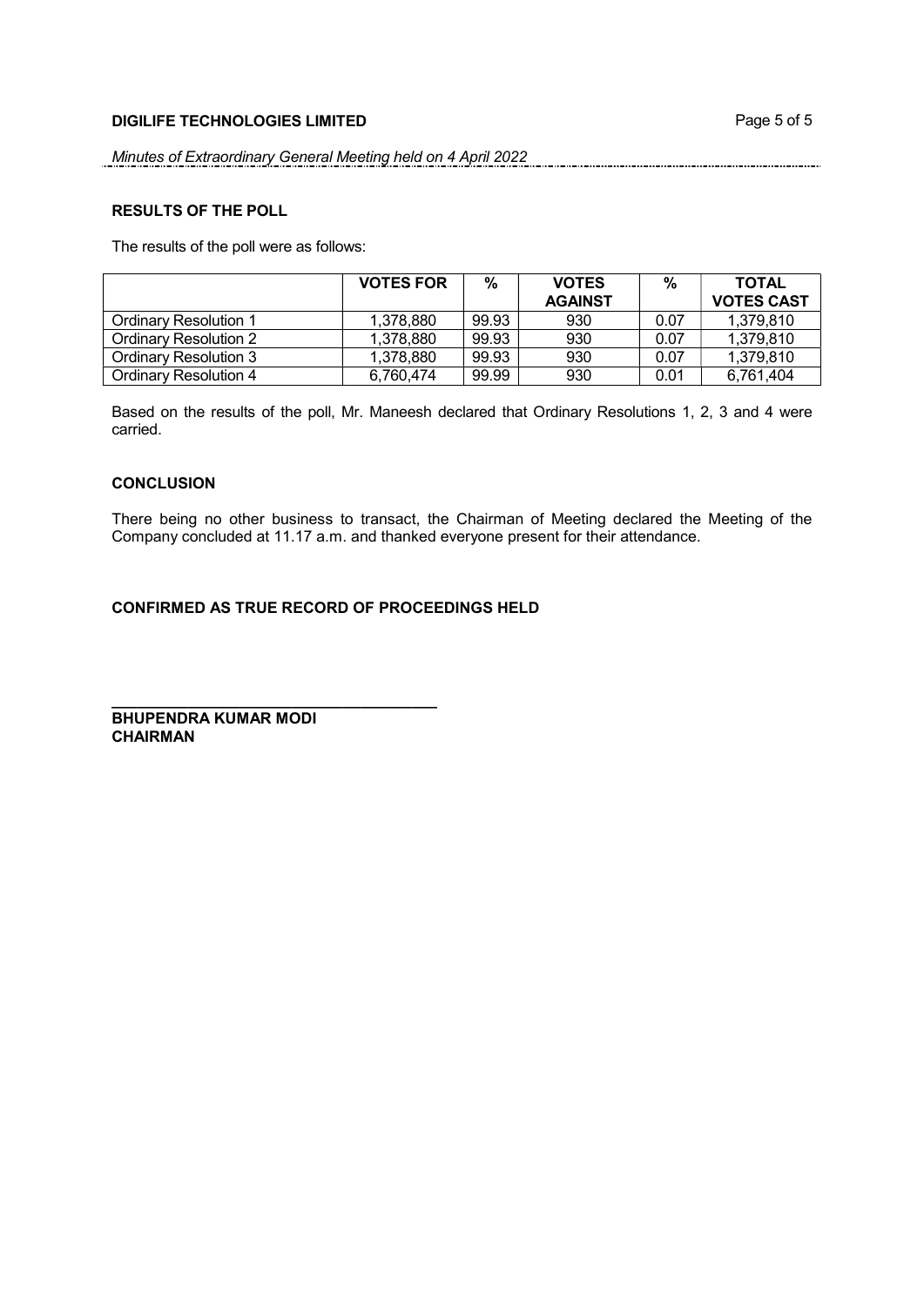**RESULTS OF THE POLL**

The results of the poll were as follows:

| | VOTES FOR | % | VOTES AGAINST | % | TOTAL VOTES CAST |
|---|---|---|---|---|---|
| Ordinary Resolution 1 | 1,378,880 | 99.93 | 930 | 0.07 | 1,379,810 |
| Ordinary Resolution 2 | 1,378,880 | 99.93 | 930 | 0.07 | 1,379,810 |
| Ordinary Resolution 3 | 1,378,880 | 99.93 | 930 | 0.07 | 1,379,810 |
| Ordinary Resolution 4 | 6,760,474 | 99.99 | 930 | 0.01 | 6,761,404 |

Based on the results of the poll, Mr. Maneesh declared that Ordinary Resolutions 1, 2, 3 and 4 were carried.

**CONCLUSION**

There being no other business to transact, the Chairman of Meeting declared the Meeting of the Company concluded at 11.17 a.m. and thanked everyone present for their attendance.

**CONFIRMED AS TRUE RECORD OF PROCEEDINGS HELD**

\_\_\_\_\_\_\_\_\_\_\_\_\_\_\_\_\_\_\_\_\_\_\_\_\_\_\_\_\_\_\_\_\_\_\_\_\_\_\_\_

**BHUPENDRA KUMAR MODI**
**CHAIRMAN**